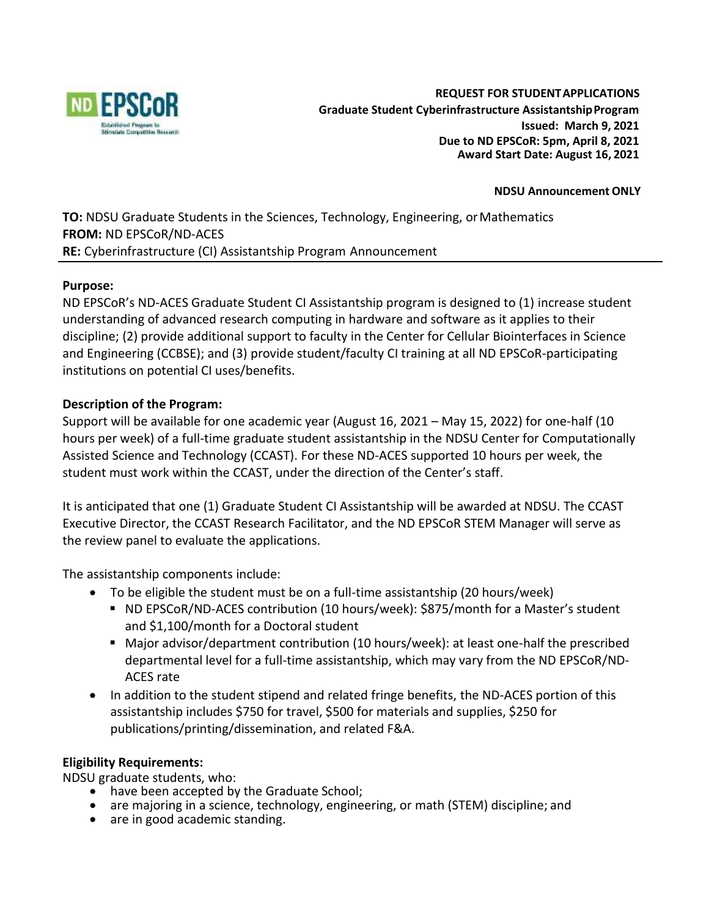ND EPSCoR
Established Program to Stimulate Competitive Research

**REQUEST FOR STUDENT APPLICATIONS**
**Graduate Student Cyberinfrastructure Assistantship Program**
**Issued: March 9, 2021**
**Due to ND EPSCoR: 5pm, April 8, 2021**
**Award Start Date: August 16, 2021**

**NDSU Announcement ONLY**

**TO:** NDSU Graduate Students in the Sciences, Technology, Engineering, or Mathematics
**FROM:** ND EPSCoR/ND-ACES
**RE:** Cyberinfrastructure (CI) Assistantship Program Announcement

---

**Purpose:**

ND EPSCoR's ND-ACES Graduate Student CI Assistantship program is designed to (1) increase student understanding of advanced research computing in hardware and software as it applies to their discipline; (2) provide additional support to faculty in the Center for Cellular Biointerfaces in Science and Engineering (CCBSE); and (3) provide student/faculty CI training at all ND EPSCoR-participating institutions on potential CI uses/benefits.

**Description of the Program:**

Support will be available for one academic year (August 16, 2021 – May 15, 2022) for one-half (10 hours per week) of a full-time graduate student assistantship in the NDSU Center for Computationally Assisted Science and Technology (CCAST). For these ND-ACES supported 10 hours per week, the student must work within the CCAST, under the direction of the Center's staff.

It is anticipated that one (1) Graduate Student CI Assistantship will be awarded at NDSU. The CCAST Executive Director, the CCAST Research Facilitator, and the ND EPSCoR STEM Manager will serve as the review panel to evaluate the applications.

The assistantship components include:

- To be eligible the student must be on a full-time assistantship (20 hours/week)
  - ND EPSCoR/ND-ACES contribution (10 hours/week): $875/month for a Master's student and $1,100/month for a Doctoral student
  - Major advisor/department contribution (10 hours/week): at least one-half the prescribed departmental level for a full-time assistantship, which may vary from the ND EPSCoR/ND-ACES rate
- In addition to the student stipend and related fringe benefits, the ND-ACES portion of this assistantship includes $750 for travel, $500 for materials and supplies, $250 for publications/printing/dissemination, and related F&A.

**Eligibility Requirements:**

NDSU graduate students, who:

- have been accepted by the Graduate School;
- are majoring in a science, technology, engineering, or math (STEM) discipline; and
- are in good academic standing.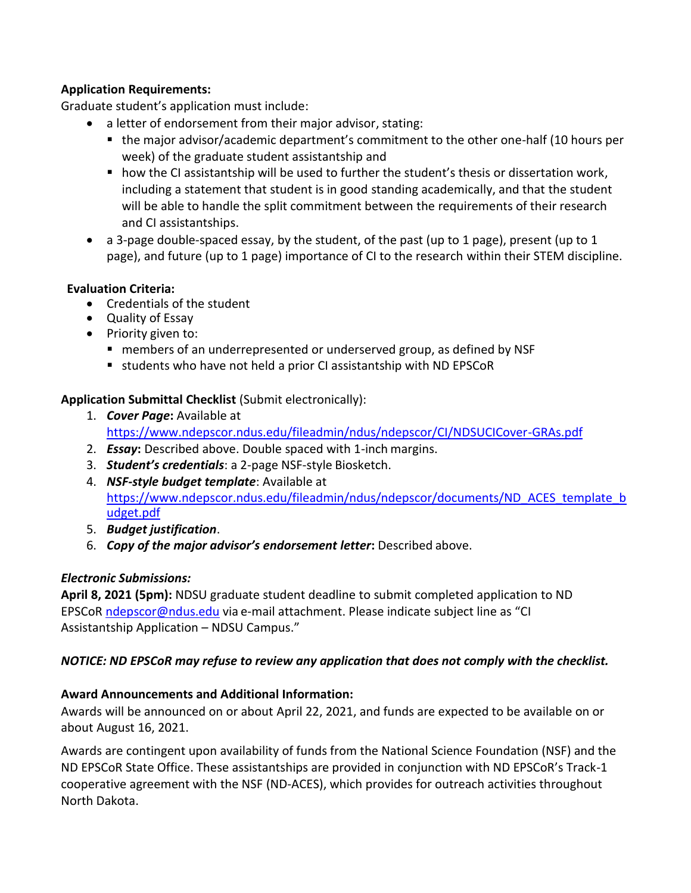**Application Requirements:**

Graduate student's application must include:

- a letter of endorsement from their major advisor, stating:
  - the major advisor/academic department's commitment to the other one-half (10 hours per week) of the graduate student assistantship and
  - how the CI assistantship will be used to further the student's thesis or dissertation work, including a statement that student is in good standing academically, and that the student will be able to handle the split commitment between the requirements of their research and CI assistantships.
- a 3-page double-spaced essay, by the student, of the past (up to 1 page), present (up to 1 page), and future (up to 1 page) importance of CI to the research within their STEM discipline.

**Evaluation Criteria:**

- Credentials of the student
- Quality of Essay
- Priority given to:
  - members of an underrepresented or underserved group, as defined by NSF
  - students who have not held a prior CI assistantship with ND EPSCoR

**Application Submittal Checklist** (Submit electronically):

1. ***Cover Page*:** Available at https://www.ndepscor.ndus.edu/fileadmin/ndus/ndepscor/CI/NDSUCICover-GRAs.pdf
2. ***Essay*:** Described above. Double spaced with 1-inch margins.
3. ***Student's credentials***: a 2-page NSF-style Biosketch.
4. ***NSF-style budget template***: Available at https://www.ndepscor.ndus.edu/fileadmin/ndus/ndepscor/documents/ND_ACES_template_budget.pdf
5. ***Budget justification***.
6. ***Copy of the major advisor's endorsement letter*:** Described above.

***Electronic Submissions:***

**April 8, 2021 (5pm):** NDSU graduate student deadline to submit completed application to ND EPSCoR ndepscor@ndus.edu via e-mail attachment. Please indicate subject line as "CI Assistantship Application – NDSU Campus."

***NOTICE: ND EPSCoR may refuse to review any application that does not comply with the checklist.***

**Award Announcements and Additional Information:**

Awards will be announced on or about April 22, 2021, and funds are expected to be available on or about August 16, 2021.

Awards are contingent upon availability of funds from the National Science Foundation (NSF) and the ND EPSCoR State Office. These assistantships are provided in conjunction with ND EPSCoR's Track-1 cooperative agreement with the NSF (ND-ACES), which provides for outreach activities throughout North Dakota.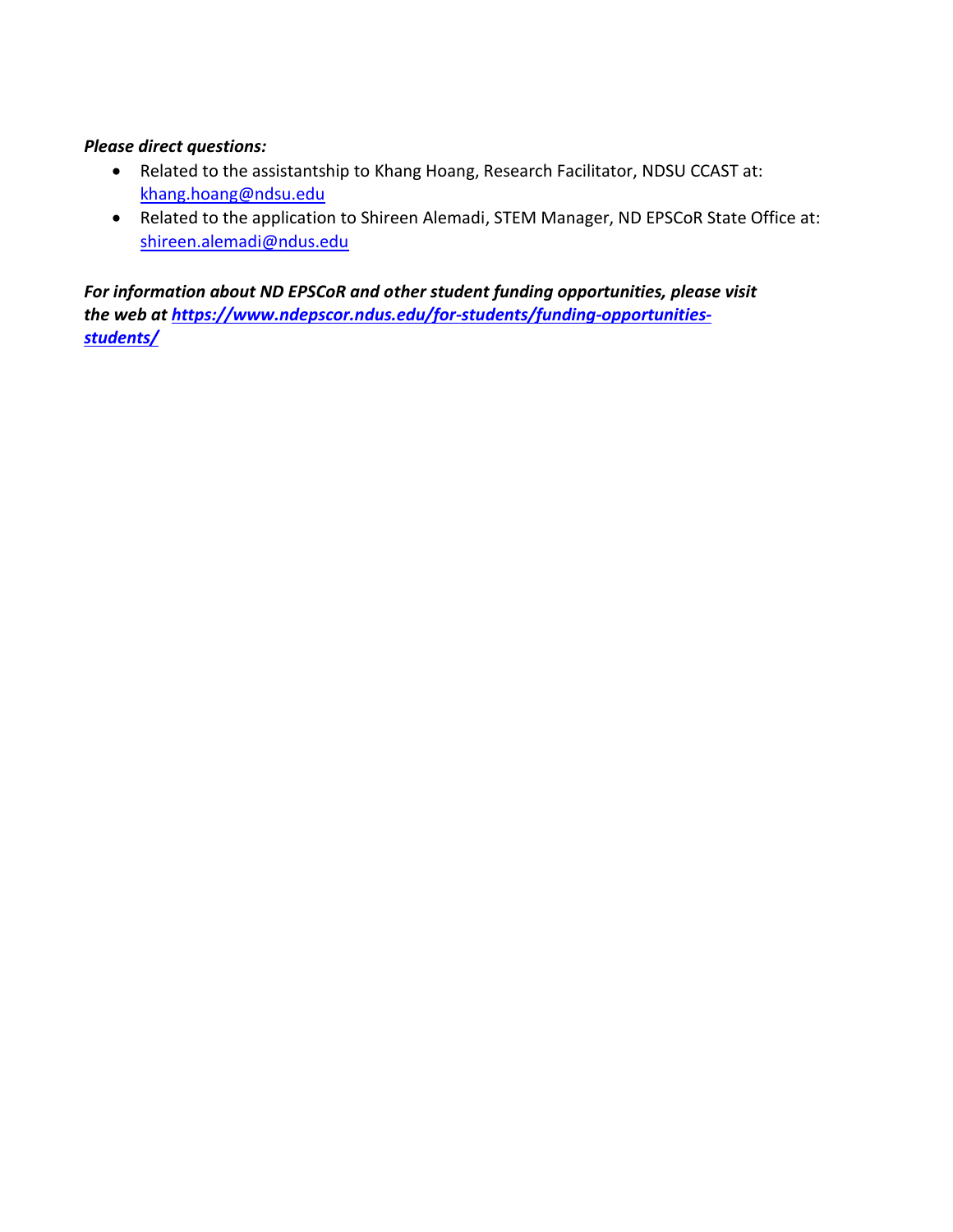***Please direct questions:***

- Related to the assistantship to Khang Hoang, Research Facilitator, NDSU CCAST at: [khang.hoang@ndsu.edu](mailto:khang.hoang@ndsu.edu)
- Related to the application to Shireen Alemadi, STEM Manager, ND EPSCoR State Office at: [shireen.alemadi@ndus.edu](mailto:shireen.alemadi@ndus.edu)

***For information about ND EPSCoR and other student funding opportunities, please visit the web at [https://www.ndepscor.ndus.edu/for-students/funding-opportunities-students/](https://www.ndepscor.ndus.edu/for-students/funding-opportunities-students/)***